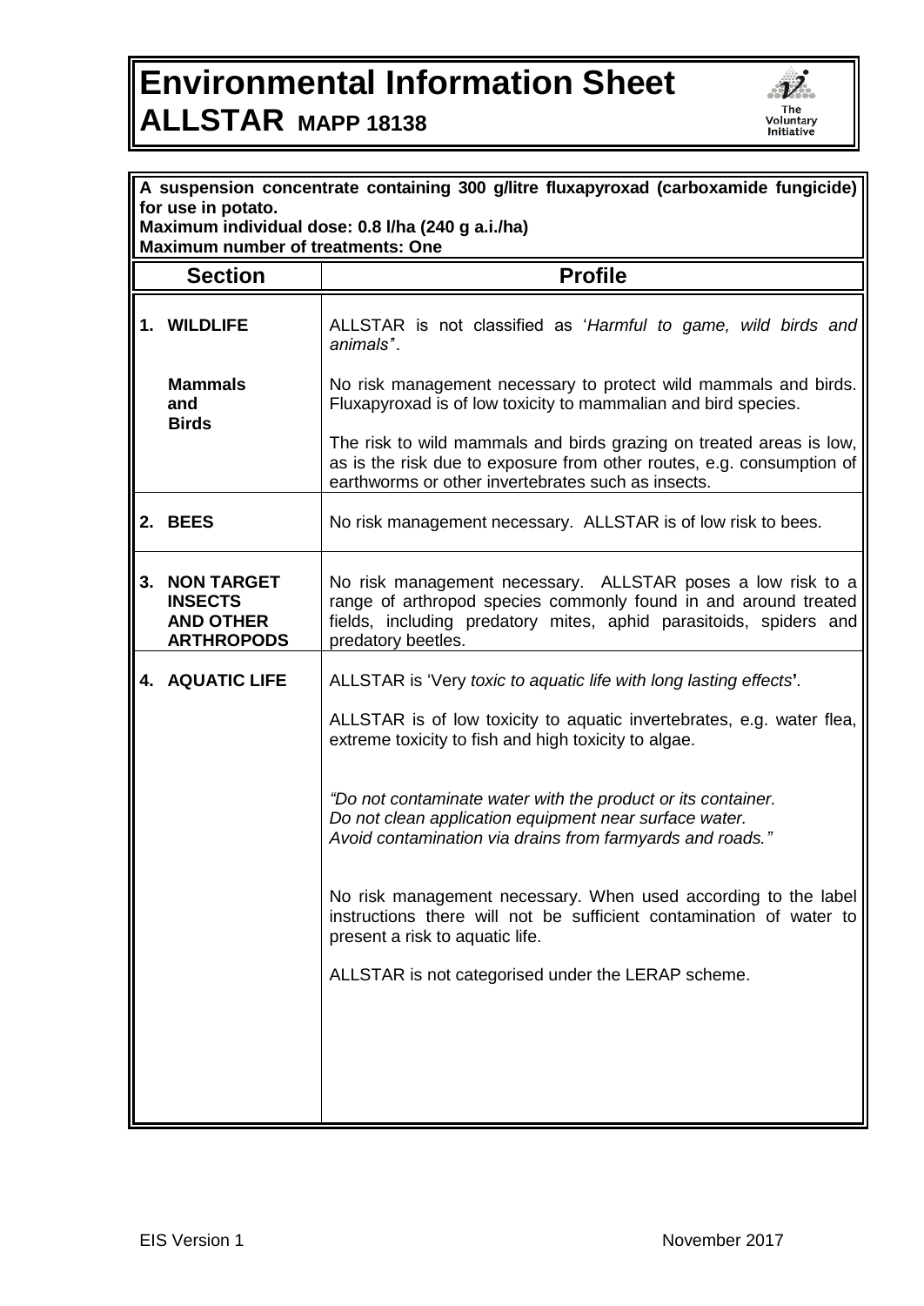# Environmental Information Sheet

## ALLSTAR MAPP 18138

**A suspension concentrate containing 300 g/litre fluxapyroxad (carboxamide fungicide) for use in potato.**
**Maximum individual dose: 0.8 l/ha (240 g a.i./ha)**
**Maximum number of treatments: One**

| Section | Profile |
|---|---|
| **1. WILDLIFE** | ALLSTAR is not classified as '*Harmful to game, wild birds and animals*'. |
| **Mammals and Birds** | No risk management necessary to protect wild mammals and birds. Fluxapyroxad is of low toxicity to mammalian and bird species.<br><br>The risk to wild mammals and birds grazing on treated areas is low, as is the risk due to exposure from other routes, e.g. consumption of earthworms or other invertebrates such as insects. |
| **2. BEES** | No risk management necessary. ALLSTAR is of low risk to bees. |
| **3. NON TARGET INSECTS AND OTHER ARTHROPODS** | No risk management necessary. ALLSTAR poses a low risk to a range of arthropod species commonly found in and around treated fields, including predatory mites, aphid parasitoids, spiders and predatory beetles. |
| **4. AQUATIC LIFE** | ALLSTAR is 'Very *toxic to aquatic life with long lasting effects*'.<br><br>ALLSTAR is of low toxicity to aquatic invertebrates, e.g. water flea, extreme toxicity to fish and high toxicity to algae.<br><br>*"Do not contaminate water with the product or its container. Do not clean application equipment near surface water. Avoid contamination via drains from farmyards and roads."*<br><br>No risk management necessary. When used according to the label instructions there will not be sufficient contamination of water to present a risk to aquatic life.<br><br>ALLSTAR is not categorised under the LERAP scheme. |

EIS Version 1 November 2017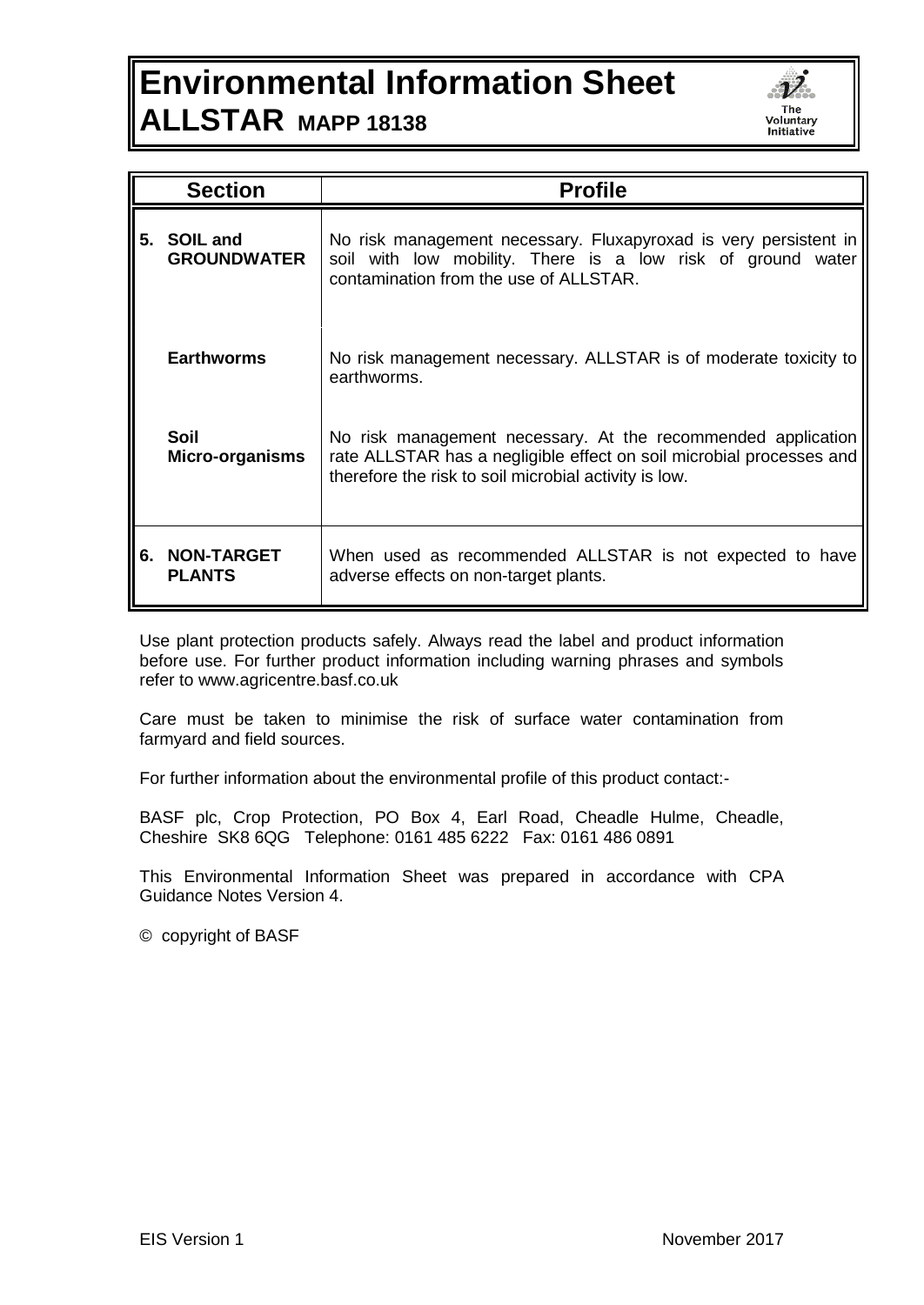# Environmental Information Sheet
## ALLSTAR MAPP 18138

| Section | Profile |
|---|---|
| **5. SOIL and GROUNDWATER** | No risk management necessary. Fluxapyroxad is very persistent in soil with low mobility. There is a low risk of ground water contamination from the use of ALLSTAR. |
| **Earthworms** | No risk management necessary. ALLSTAR is of moderate toxicity to earthworms. |
| **Soil Micro-organisms** | No risk management necessary. At the recommended application rate ALLSTAR has a negligible effect on soil microbial processes and therefore the risk to soil microbial activity is low. |
| **6. NON-TARGET PLANTS** | When used as recommended ALLSTAR is not expected to have adverse effects on non-target plants. |

Use plant protection products safely. Always read the label and product information before use. For further product information including warning phrases and symbols refer to www.agricentre.basf.co.uk

Care must be taken to minimise the risk of surface water contamination from farmyard and field sources.

For further information about the environmental profile of this product contact:-

BASF plc, Crop Protection, PO Box 4, Earl Road, Cheadle Hulme, Cheadle, Cheshire SK8 6QG Telephone: 0161 485 6222 Fax: 0161 486 0891

This Environmental Information Sheet was prepared in accordance with CPA Guidance Notes Version 4.

© copyright of BASF

EIS Version 1 November 2017